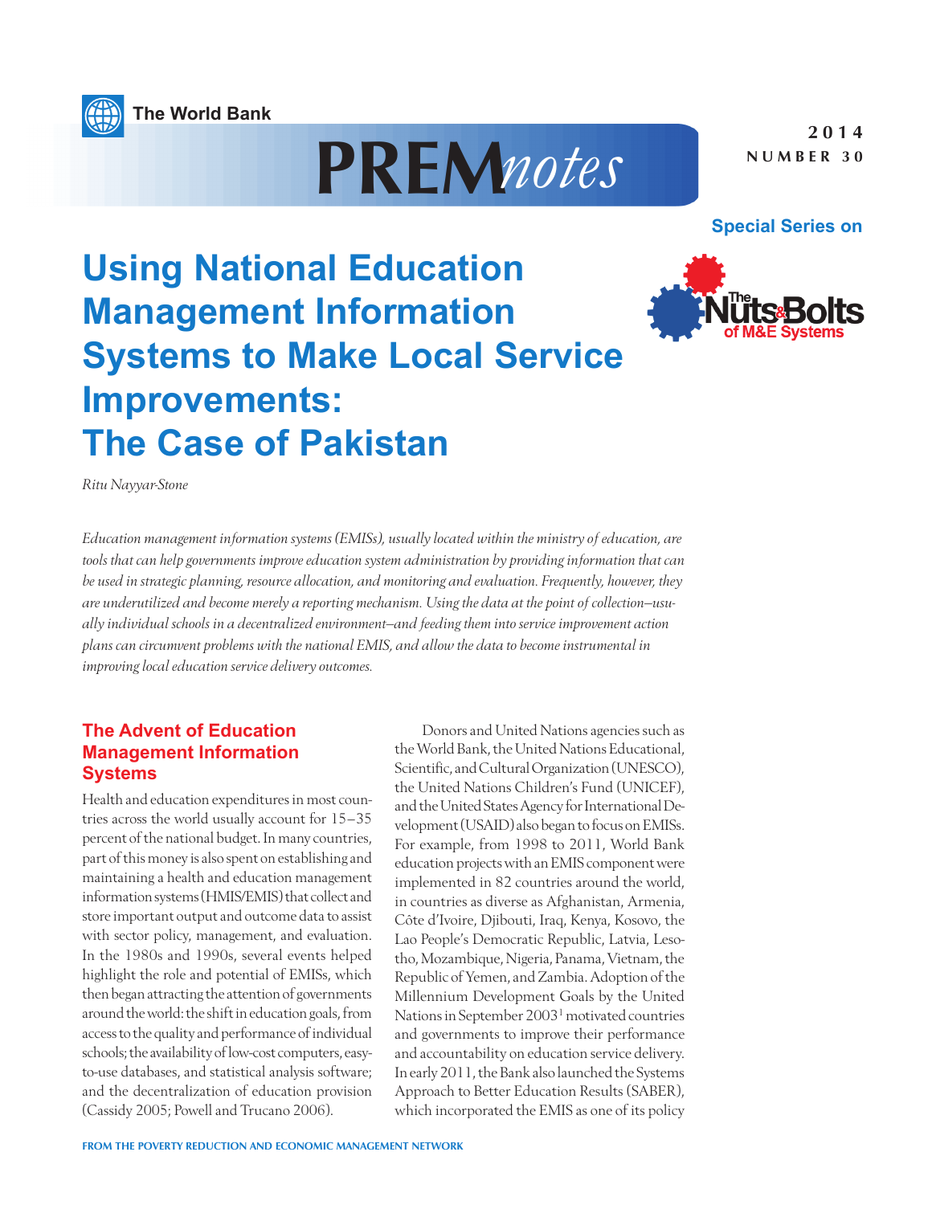The World Bank

# PREM*notes*

2014
NUMBER 30

Special Series on The Nuts & Bolts of M&E Systems

# Using National Education Management Information Systems to Make Local Service Improvements: The Case of Pakistan

*Ritu Nayyar-Stone*

*Education management information systems (EMISs), usually located within the ministry of education, are tools that can help governments improve education system administration by providing information that can be used in strategic planning, resource allocation, and monitoring and evaluation. Frequently, however, they are underutilized and become merely a reporting mechanism. Using the data at the point of collection—usually individual schools in a decentralized environment—and feeding them into service improvement action plans can circumvent problems with the national EMIS, and allow the data to become instrumental in improving local education service delivery outcomes.*

## The Advent of Education Management Information Systems

Health and education expenditures in most countries across the world usually account for 15–35 percent of the national budget. In many countries, part of this money is also spent on establishing and maintaining a health and education management information systems (HMIS/EMIS) that collect and store important output and outcome data to assist with sector policy, management, and evaluation. In the 1980s and 1990s, several events helped highlight the role and potential of EMISs, which then began attracting the attention of governments around the world: the shift in education goals, from access to the quality and performance of individual schools; the availability of low-cost computers, easy-to-use databases, and statistical analysis software; and the decentralization of education provision (Cassidy 2005; Powell and Trucano 2006).

Donors and United Nations agencies such as the World Bank, the United Nations Educational, Scientific, and Cultural Organization (UNESCO), the United Nations Children's Fund (UNICEF), and the United States Agency for International Development (USAID) also began to focus on EMISs. For example, from 1998 to 2011, World Bank education projects with an EMIS component were implemented in 82 countries around the world, in countries as diverse as Afghanistan, Armenia, Côte d'Ivoire, Djibouti, Iraq, Kenya, Kosovo, the Lao People's Democratic Republic, Latvia, Lesotho, Mozambique, Nigeria, Panama, Vietnam, the Republic of Yemen, and Zambia. Adoption of the Millennium Development Goals by the United Nations in September 2003[1] motivated countries and governments to improve their performance and accountability on education service delivery. In early 2011, the Bank also launched the Systems Approach to Better Education Results (SABER), which incorporated the EMIS as one of its policy

FROM THE POVERTY REDUCTION AND ECONOMIC MANAGEMENT NETWORK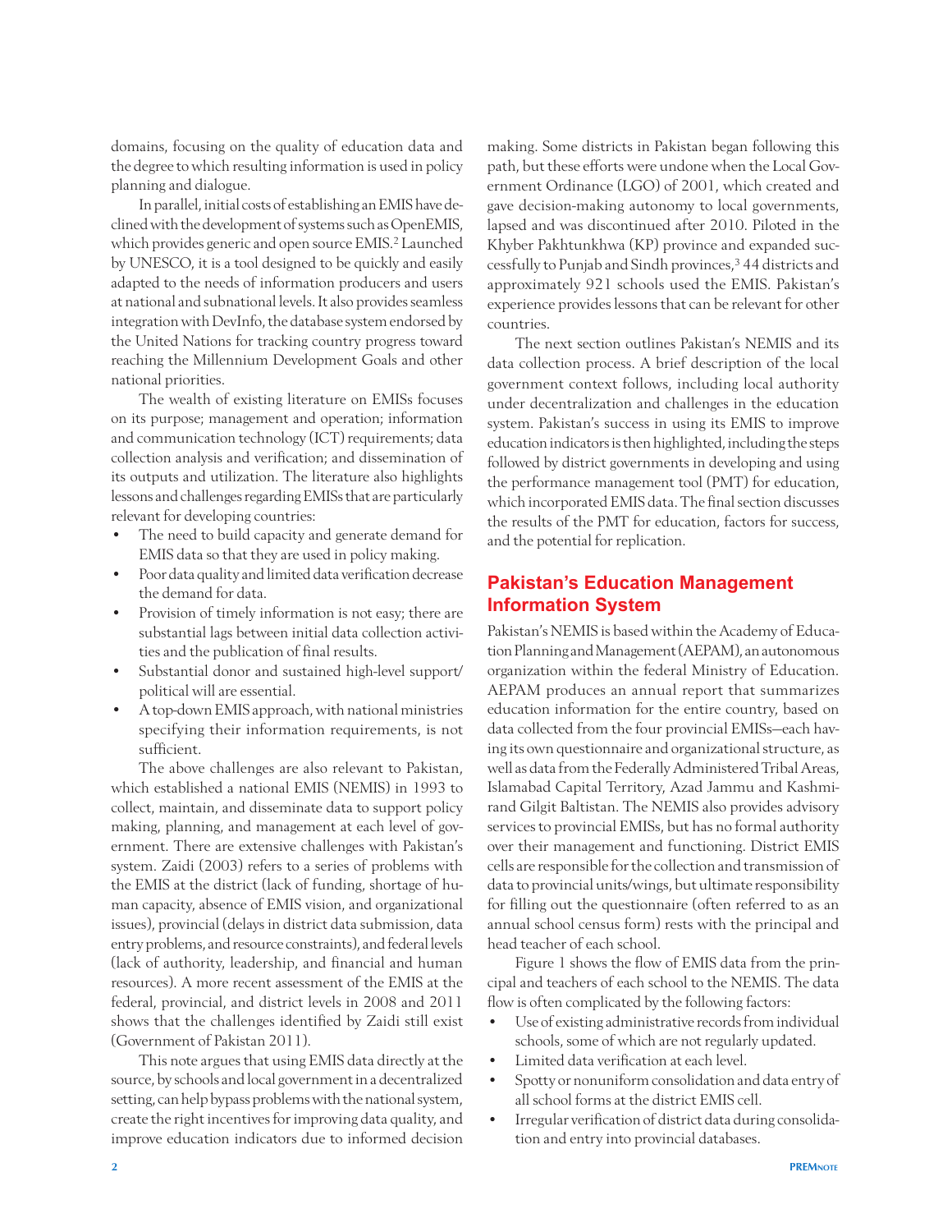domains, focusing on the quality of education data and the degree to which resulting information is used in policy planning and dialogue.

In parallel, initial costs of establishing an EMIS have declined with the development of systems such as OpenEMIS, which provides generic and open source EMIS.[2] Launched by UNESCO, it is a tool designed to be quickly and easily adapted to the needs of information producers and users at national and subnational levels. It also provides seamless integration with DevInfo, the database system endorsed by the United Nations for tracking country progress toward reaching the Millennium Development Goals and other national priorities.

The wealth of existing literature on EMISs focuses on its purpose; management and operation; information and communication technology (ICT) requirements; data collection analysis and verification; and dissemination of its outputs and utilization. The literature also highlights lessons and challenges regarding EMISs that are particularly relevant for developing countries:

- The need to build capacity and generate demand for EMIS data so that they are used in policy making.
- Poor data quality and limited data verification decrease the demand for data.
- Provision of timely information is not easy; there are substantial lags between initial data collection activities and the publication of final results.
- Substantial donor and sustained high-level support/political will are essential.
- A top-down EMIS approach, with national ministries specifying their information requirements, is not sufficient.

The above challenges are also relevant to Pakistan, which established a national EMIS (NEMIS) in 1993 to collect, maintain, and disseminate data to support policy making, planning, and management at each level of government. There are extensive challenges with Pakistan's system. Zaidi (2003) refers to a series of problems with the EMIS at the district (lack of funding, shortage of human capacity, absence of EMIS vision, and organizational issues), provincial (delays in district data submission, data entry problems, and resource constraints), and federal levels (lack of authority, leadership, and financial and human resources). A more recent assessment of the EMIS at the federal, provincial, and district levels in 2008 and 2011 shows that the challenges identified by Zaidi still exist (Government of Pakistan 2011).

This note argues that using EMIS data directly at the source, by schools and local government in a decentralized setting, can help bypass problems with the national system, create the right incentives for improving data quality, and improve education indicators due to informed decision making. Some districts in Pakistan began following this path, but these efforts were undone when the Local Government Ordinance (LGO) of 2001, which created and gave decision-making autonomy to local governments, lapsed and was discontinued after 2010. Piloted in the Khyber Pakhtunkhwa (KP) province and expanded successfully to Punjab and Sindh provinces,[3] 44 districts and approximately 921 schools used the EMIS. Pakistan's experience provides lessons that can be relevant for other countries.

The next section outlines Pakistan's NEMIS and its data collection process. A brief description of the local government context follows, including local authority under decentralization and challenges in the education system. Pakistan's success in using its EMIS to improve education indicators is then highlighted, including the steps followed by district governments in developing and using the performance management tool (PMT) for education, which incorporated EMIS data. The final section discusses the results of the PMT for education, factors for success, and the potential for replication.

## Pakistan's Education Management Information System

Pakistan's NEMIS is based within the Academy of Education Planning and Management (AEPAM), an autonomous organization within the federal Ministry of Education. AEPAM produces an annual report that summarizes education information for the entire country, based on data collected from the four provincial EMISs—each having its own questionnaire and organizational structure, as well as data from the Federally Administered Tribal Areas, Islamabad Capital Territory, Azad Jammu and Kashmir and Gilgit Baltistan. The NEMIS also provides advisory services to provincial EMISs, but has no formal authority over their management and functioning. District EMIS cells are responsible for the collection and transmission of data to provincial units/wings, but ultimate responsibility for filling out the questionnaire (often referred to as an annual school census form) rests with the principal and head teacher of each school.

Figure 1 shows the flow of EMIS data from the principal and teachers of each school to the NEMIS. The data flow is often complicated by the following factors:

- Use of existing administrative records from individual schools, some of which are not regularly updated.
- Limited data verification at each level.
- Spotty or nonuniform consolidation and data entry of all school forms at the district EMIS cell.
- Irregular verification of district data during consolidation and entry into provincial databases.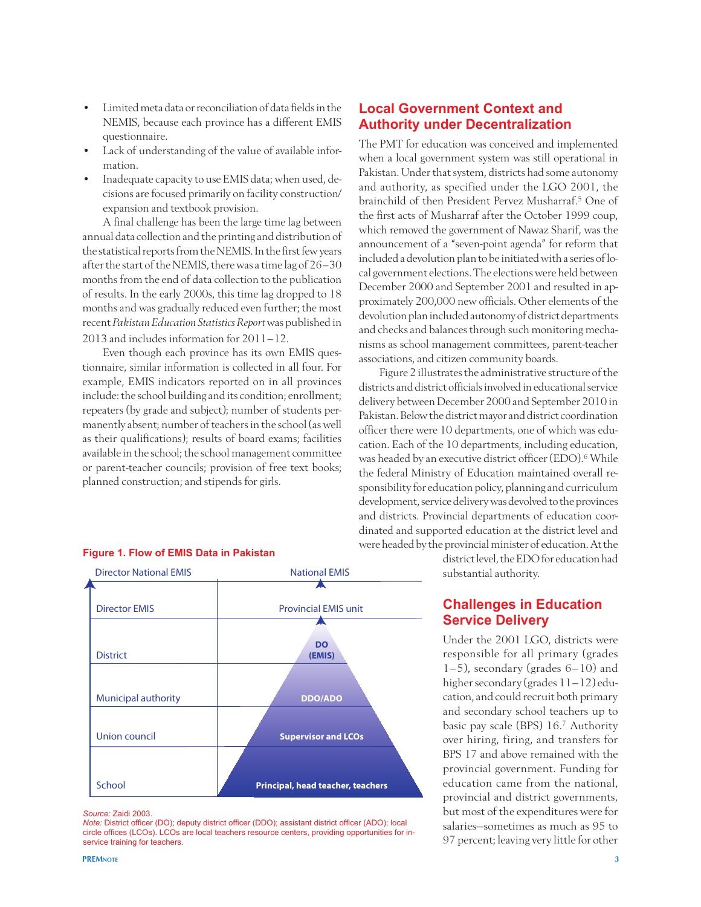- Limited meta data or reconciliation of data fields in the NEMIS, because each province has a different EMIS questionnaire.
- Lack of understanding of the value of available information.
- Inadequate capacity to use EMIS data; when used, decisions are focused primarily on facility construction/expansion and textbook provision.

A final challenge has been the large time lag between annual data collection and the printing and distribution of the statistical reports from the NEMIS. In the first few years after the start of the NEMIS, there was a time lag of 26–30 months from the end of data collection to the publication of results. In the early 2000s, this time lag dropped to 18 months and was gradually reduced even further; the most recent *Pakistan Education Statistics Report* was published in 2013 and includes information for 2011–12.

Even though each province has its own EMIS questionnaire, similar information is collected in all four. For example, EMIS indicators reported on in all provinces include: the school building and its condition; enrollment; repeaters (by grade and subject); number of students permanently absent; number of teachers in the school (as well as their qualifications); results of board exams; facilities available in the school; the school management committee or parent-teacher councils; provision of free text books; planned construction; and stipends for girls.

**Figure 1. Flow of EMIS Data in Pakistan**

| Level | Unit |
|---|---|
| Director National EMIS | National EMIS |
| Director EMIS | Provincial EMIS unit |
| District | DO (EMIS) |
| Municipal authority | DDO/ADO |
| Union council | Supervisor and LCOs |
| School | Principal, head teacher, teachers |

*Source:* Zaidi 2003.
*Note:* District officer (DO); deputy district officer (DDO); assistant district officer (ADO); local circle offices (LCOs). LCOs are local teachers resource centers, providing opportunities for in-service training for teachers.

## Local Government Context and Authority under Decentralization

The PMT for education was conceived and implemented when a local government system was still operational in Pakistan. Under that system, districts had some autonomy and authority, as specified under the LGO 2001, the brainchild of then President Pervez Musharraf.[5] One of the first acts of Musharraf after the October 1999 coup, which removed the government of Nawaz Sharif, was the announcement of a "seven-point agenda" for reform that included a devolution plan to be initiated with a series of local government elections. The elections were held between December 2000 and September 2001 and resulted in approximately 200,000 new officials. Other elements of the devolution plan included autonomy of district departments and checks and balances through such monitoring mechanisms as school management committees, parent-teacher associations, and citizen community boards.

Figure 2 illustrates the administrative structure of the districts and district officials involved in educational service delivery between December 2000 and September 2010 in Pakistan. Below the district mayor and district coordination officer there were 10 departments, one of which was education. Each of the 10 departments, including education, was headed by an executive district officer (EDO).[6] While the federal Ministry of Education maintained overall responsibility for education policy, planning and curriculum development, service delivery was devolved to the provinces and districts. Provincial departments of education coordinated and supported education at the district level and were headed by the provincial minister of education. At the district level, the EDO for education had substantial authority.

## Challenges in Education Service Delivery

Under the 2001 LGO, districts were responsible for all primary (grades 1–5), secondary (grades 6–10) and higher secondary (grades 11–12) education, and could recruit both primary and secondary school teachers up to basic pay scale (BPS) 16.[7] Authority over hiring, firing, and transfers for BPS 17 and above remained with the provincial government. Funding for education came from the national, provincial and district governments, but most of the expenditures were for salaries—sometimes as much as 95 to 97 percent; leaving very little for other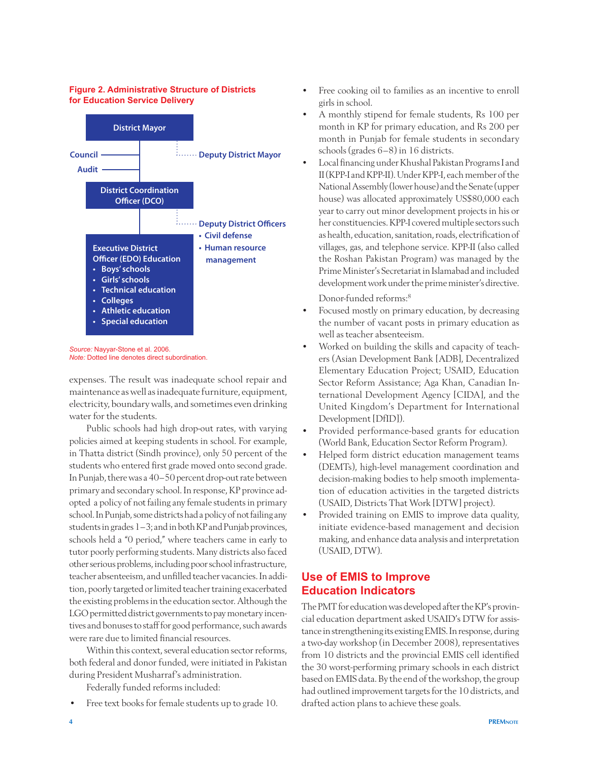**Figure 2. Administrative Structure of Districts for Education Service Delivery**

District Mayor

Council

Audit

Deputy District Mayor

District Coordination Officer (DCO)

Deputy District Officers
- Civil defense
- Human resource management

Executive District Officer (EDO) Education
- Boys' schools
- Girls' schools
- Technical education
- Colleges
- Athletic education
- Special education

*Source:* Nayyar-Stone et al. 2006.
*Note:* Dotted line denotes direct subordination.

expenses. The result was inadequate school repair and maintenance as well as inadequate furniture, equipment, electricity, boundary walls, and sometimes even drinking water for the students.

Public schools had high drop-out rates, with varying policies aimed at keeping students in school. For example, in Thatta district (Sindh province), only 50 percent of the students who entered first grade moved onto second grade. In Punjab, there was a 40–50 percent drop-out rate between primary and secondary school. In response, KP province adopted a policy of not failing any female students in primary school. In Punjab, some districts had a policy of not failing any students in grades 1–3; and in both KP and Punjab provinces, schools held a "0 period," where teachers came in early to tutor poorly performing students. Many districts also faced other serious problems, including poor school infrastructure, teacher absenteeism, and unfilled teacher vacancies. In addition, poorly targeted or limited teacher training exacerbated the existing problems in the education sector. Although the LGO permitted district governments to pay monetary incentives and bonuses to staff for good performance, such awards were rare due to limited financial resources.

Within this context, several education sector reforms, both federal and donor funded, were initiated in Pakistan during President Musharraf's administration.

Federally funded reforms included:

- Free text books for female students up to grade 10.
- Free cooking oil to families as an incentive to enroll girls in school.
- A monthly stipend for female students, Rs 100 per month in KP for primary education, and Rs 200 per month in Punjab for female students in secondary schools (grades 6–8) in 16 districts.
- Local financing under Khushal Pakistan Programs I and II (KPP-I and KPP-II). Under KPP-I, each member of the National Assembly (lower house) and the Senate (upper house) was allocated approximately US$80,000 each year to carry out minor development projects in his or her constituencies. KPP-I covered multiple sectors such as health, education, sanitation, roads, electrification of villages, gas, and telephone service. KPP-II (also called the Roshan Pakistan Program) was managed by the Prime Minister's Secretariat in Islamabad and included development work under the prime minister's directive.

Donor-funded reforms:[8]

- Focused mostly on primary education, by decreasing the number of vacant posts in primary education as well as teacher absenteeism.
- Worked on building the skills and capacity of teachers (Asian Development Bank [ADB], Decentralized Elementary Education Project; USAID, Education Sector Reform Assistance; Aga Khan, Canadian International Development Agency [CIDA], and the United Kingdom's Department for International Development [DfID]).
- Provided performance-based grants for education (World Bank, Education Sector Reform Program).
- Helped form district education management teams (DEMTs), high-level management coordination and decision-making bodies to help smooth implementation of education activities in the targeted districts (USAID, Districts That Work [DTW] project).
- Provided training on EMIS to improve data quality, initiate evidence-based management and decision making, and enhance data analysis and interpretation (USAID, DTW).

## Use of EMIS to Improve Education Indicators

The PMT for education was developed after the KP's provincial education department asked USAID's DTW for assistance in strengthening its existing EMIS. In response, during a two-day workshop (in December 2008), representatives from 10 districts and the provincial EMIS cell identified the 30 worst-performing primary schools in each district based on EMIS data. By the end of the workshop, the group had outlined improvement targets for the 10 districts, and drafted action plans to achieve these goals.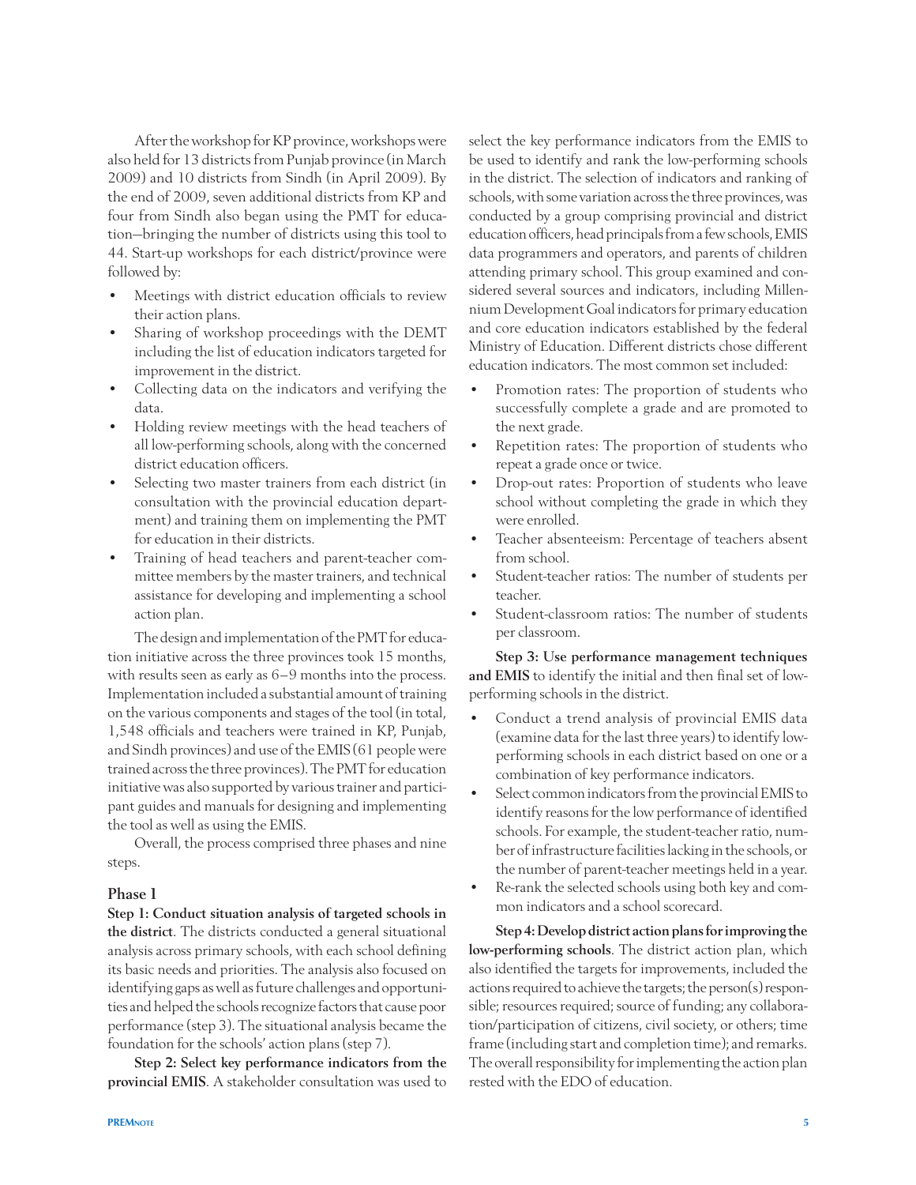After the workshop for KP province, workshops were also held for 13 districts from Punjab province (in March 2009) and 10 districts from Sindh (in April 2009). By the end of 2009, seven additional districts from KP and four from Sindh also began using the PMT for education—bringing the number of districts using this tool to 44. Start-up workshops for each district/province were followed by:

- Meetings with district education officials to review their action plans.
- Sharing of workshop proceedings with the DEMT including the list of education indicators targeted for improvement in the district.
- Collecting data on the indicators and verifying the data.
- Holding review meetings with the head teachers of all low-performing schools, along with the concerned district education officers.
- Selecting two master trainers from each district (in consultation with the provincial education department) and training them on implementing the PMT for education in their districts.
- Training of head teachers and parent-teacher committee members by the master trainers, and technical assistance for developing and implementing a school action plan.

The design and implementation of the PMT for education initiative across the three provinces took 15 months, with results seen as early as 6–9 months into the process. Implementation included a substantial amount of training on the various components and stages of the tool (in total, 1,548 officials and teachers were trained in KP, Punjab, and Sindh provinces) and use of the EMIS (61 people were trained across the three provinces). The PMT for education initiative was also supported by various trainer and participant guides and manuals for designing and implementing the tool as well as using the EMIS.

Overall, the process comprised three phases and nine steps.

### Phase 1

**Step 1: Conduct situation analysis of targeted schools in the district**. The districts conducted a general situational analysis across primary schools, with each school defining its basic needs and priorities. The analysis also focused on identifying gaps as well as future challenges and opportunities and helped the schools recognize factors that cause poor performance (step 3). The situational analysis became the foundation for the schools' action plans (step 7).

**Step 2: Select key performance indicators from the provincial EMIS**. A stakeholder consultation was used to select the key performance indicators from the EMIS to be used to identify and rank the low-performing schools in the district. The selection of indicators and ranking of schools, with some variation across the three provinces, was conducted by a group comprising provincial and district education officers, head principals from a few schools, EMIS data programmers and operators, and parents of children attending primary school. This group examined and considered several sources and indicators, including Millennium Development Goal indicators for primary education and core education indicators established by the federal Ministry of Education. Different districts chose different education indicators. The most common set included:

- Promotion rates: The proportion of students who successfully complete a grade and are promoted to the next grade.
- Repetition rates: The proportion of students who repeat a grade once or twice.
- Drop-out rates: Proportion of students who leave school without completing the grade in which they were enrolled.
- Teacher absenteeism: Percentage of teachers absent from school.
- Student-teacher ratios: The number of students per teacher.
- Student-classroom ratios: The number of students per classroom.

**Step 3: Use performance management techniques and EMIS** to identify the initial and then final set of low-performing schools in the district.

- Conduct a trend analysis of provincial EMIS data (examine data for the last three years) to identify low-performing schools in each district based on one or a combination of key performance indicators.
- Select common indicators from the provincial EMIS to identify reasons for the low performance of identified schools. For example, the student-teacher ratio, number of infrastructure facilities lacking in the schools, or the number of parent-teacher meetings held in a year.
- Re-rank the selected schools using both key and common indicators and a school scorecard.

**Step 4: Develop district action plans for improving the low-performing schools**. The district action plan, which also identified the targets for improvements, included the actions required to achieve the targets; the person(s) responsible; resources required; source of funding; any collaboration/participation of citizens, civil society, or others; time frame (including start and completion time); and remarks. The overall responsibility for implementing the action plan rested with the EDO of education.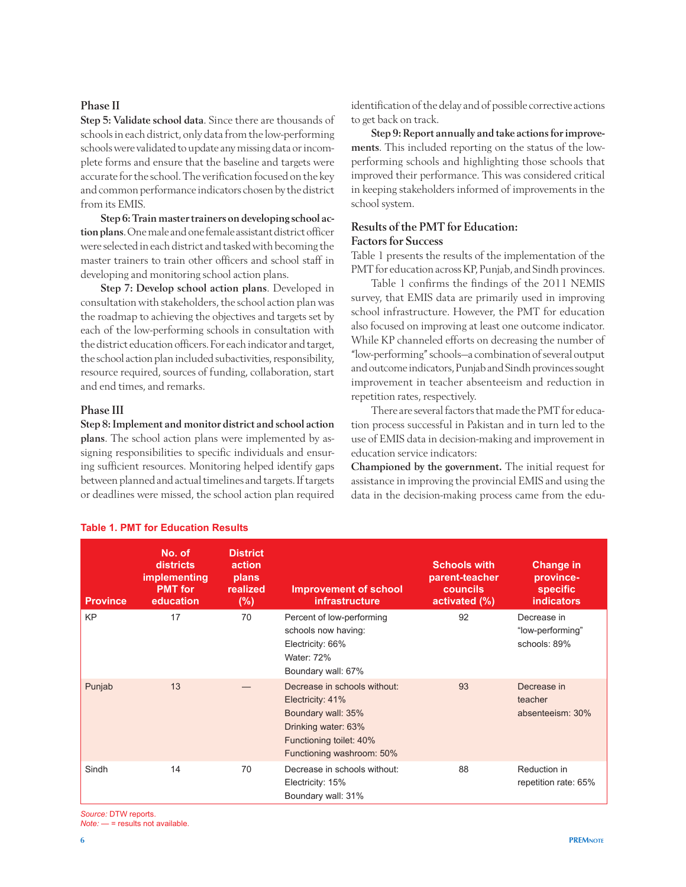### Phase II

**Step 5: Validate school data**. Since there are thousands of schools in each district, only data from the low-performing schools were validated to update any missing data or incomplete forms and ensure that the baseline and targets were accurate for the school. The verification focused on the key and common performance indicators chosen by the district from its EMIS.

**Step 6: Train master trainers on developing school action plans**. One male and one female assistant district officer were selected in each district and tasked with becoming the master trainers to train other officers and school staff in developing and monitoring school action plans.

**Step 7: Develop school action plans**. Developed in consultation with stakeholders, the school action plan was the roadmap to achieving the objectives and targets set by each of the low-performing schools in consultation with the district education officers. For each indicator and target, the school action plan included subactivities, responsibility, resource required, sources of funding, collaboration, start and end times, and remarks.

### Phase III

**Step 8: Implement and monitor district and school action plans**. The school action plans were implemented by assigning responsibilities to specific individuals and ensuring sufficient resources. Monitoring helped identify gaps between planned and actual timelines and targets. If targets or deadlines were missed, the school action plan required identification of the delay and of possible corrective actions to get back on track.

**Step 9: Report annually and take actions for improvements**. This included reporting on the status of the low-performing schools and highlighting those schools that improved their performance. This was considered critical in keeping stakeholders informed of improvements in the school system.

## Results of the PMT for Education: Factors for Success

Table 1 presents the results of the implementation of the PMT for education across KP, Punjab, and Sindh provinces.

Table 1 confirms the findings of the 2011 NEMIS survey, that EMIS data are primarily used in improving school infrastructure. However, the PMT for education also focused on improving at least one outcome indicator. While KP channeled efforts on decreasing the number of "low-performing" schools—a combination of several output and outcome indicators, Punjab and Sindh provinces sought improvement in teacher absenteeism and reduction in repetition rates, respectively.

There are several factors that made the PMT for education process successful in Pakistan and in turn led to the use of EMIS data in decision-making and improvement in education service indicators:

**Championed by the government.** The initial request for assistance in improving the provincial EMIS and using the data in the decision-making process came from the edu-

**Table 1. PMT for Education Results**

| Province | No. of districts implementing PMT for education | District action plans realized (%) | Improvement of school infrastructure | Schools with parent-teacher councils activated (%) | Change in province-specific indicators |
|---|---|---|---|---|---|
| KP | 17 | 70 | Percent of low-performing schools now having: Electricity: 66% Water: 72% Boundary wall: 67% | 92 | Decrease in "low-performing" schools: 89% |
| Punjab | 13 | — | Decrease in schools without: Electricity: 41% Boundary wall: 35% Drinking water: 63% Functioning toilet: 40% Functioning washroom: 50% | 93 | Decrease in teacher absenteeism: 30% |
| Sindh | 14 | 70 | Decrease in schools without: Electricity: 15% Boundary wall: 31% | 88 | Reduction in repetition rate: 65% |

*Source:* DTW reports.
*Note:* — = results not available.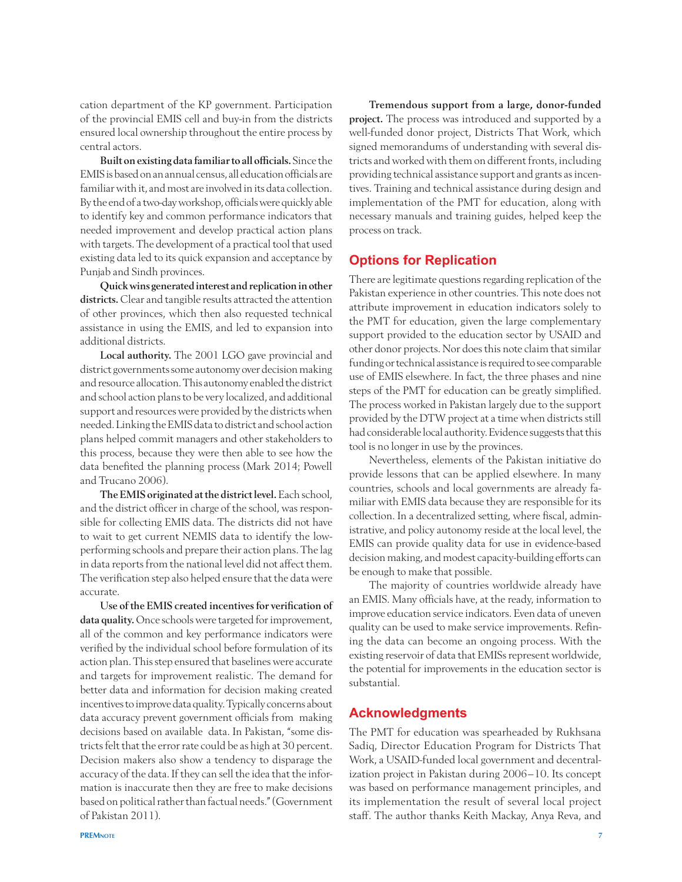cation department of the KP government. Participation of the provincial EMIS cell and buy-in from the district ensured local ownership throughout the entire process by central actors.

**Built on existing data familiar to all officials.** Since the EMIS is based on an annual census, all education officials are familiar with it, and most are involved in its data collection. By the end of a two-day workshop, officials were quickly able to identify key and common performance indicators that needed improvement and develop practical action plans with targets. The development of a practical tool that used existing data led to its quick expansion and acceptance by Punjab and Sindh provinces.

**Quick wins generated interest and replication in other districts.** Clear and tangible results attracted the attention of other provinces, which then also requested technical assistance in using the EMIS, and led to expansion into additional districts.

**Local authority.** The 2001 LGO gave provincial and district governments some autonomy over decision making and resource allocation. This autonomy enabled the district and school action plans to be very localized, and additional support and resources were provided by the districts when needed. Linking the EMIS data to district and school action plans helped commit managers and other stakeholders to this process, because they were then able to see how the data benefited the planning process (Mark 2014; Powell and Trucano 2006).

**The EMIS originated at the district level.** Each school, and the district officer in charge of the school, was responsible for collecting EMIS data. The districts did not have to wait to get current NEMIS data to identify the low-performing schools and prepare their action plans. The lag in data reports from the national level did not affect them. The verification step also helped ensure that the data were accurate.

**Use of the EMIS created incentives for verification of data quality.** Once schools were targeted for improvement, all of the common and key performance indicators were verified by the individual school before formulation of its action plan. This step ensured that baselines were accurate and targets for improvement realistic. The demand for better data and information for decision making created incentives to improve data quality. Typically concerns about data accuracy prevent government officials from making decisions based on available data. In Pakistan, "some districts felt that the error rate could be as high at 30 percent. Decision makers also show a tendency to disparage the accuracy of the data. If they can sell the idea that the information is inaccurate then they are free to make decisions based on political rather than factual needs." (Government of Pakistan 2011).

**Tremendous support from a large, donor-funded project.** The process was introduced and supported by a well-funded donor project, Districts That Work, which signed memorandums of understanding with several districts and worked with them on different fronts, including providing technical assistance support and grants as incentives. Training and technical assistance during design and implementation of the PMT for education, along with necessary manuals and training guides, helped keep the process on track.

## Options for Replication

There are legitimate questions regarding replication of the Pakistan experience in other countries. This note does not attribute improvement in education indicators solely to the PMT for education, given the large complementary support provided to the education sector by USAID and other donor projects. Nor does this note claim that similar funding or technical assistance is required to see comparable use of EMIS elsewhere. In fact, the three phases and nine steps of the PMT for education can be greatly simplified. The process worked in Pakistan largely due to the support provided by the DTW project at a time when districts still had considerable local authority. Evidence suggests that this tool is no longer in use by the provinces.

Nevertheless, elements of the Pakistan initiative do provide lessons that can be applied elsewhere. In many countries, schools and local governments are already familiar with EMIS data because they are responsible for its collection. In a decentralized setting, where fiscal, administrative, and policy autonomy reside at the local level, the EMIS can provide quality data for use in evidence-based decision making, and modest capacity-building efforts can be enough to make that possible.

The majority of countries worldwide already have an EMIS. Many officials have, at the ready, information to improve education service indicators. Even data of uneven quality can be used to make service improvements. Refining the data can become an ongoing process. With the existing reservoir of data that EMISs represent worldwide, the potential for improvements in the education sector is substantial.

## Acknowledgments

The PMT for education was spearheaded by Rukhsana Sadiq, Director Education Program for Districts That Work, a USAID-funded local government and decentralization project in Pakistan during 2006–10. Its concept was based on performance management principles, and its implementation the result of several local project staff. The author thanks Keith Mackay, Anya Reva, and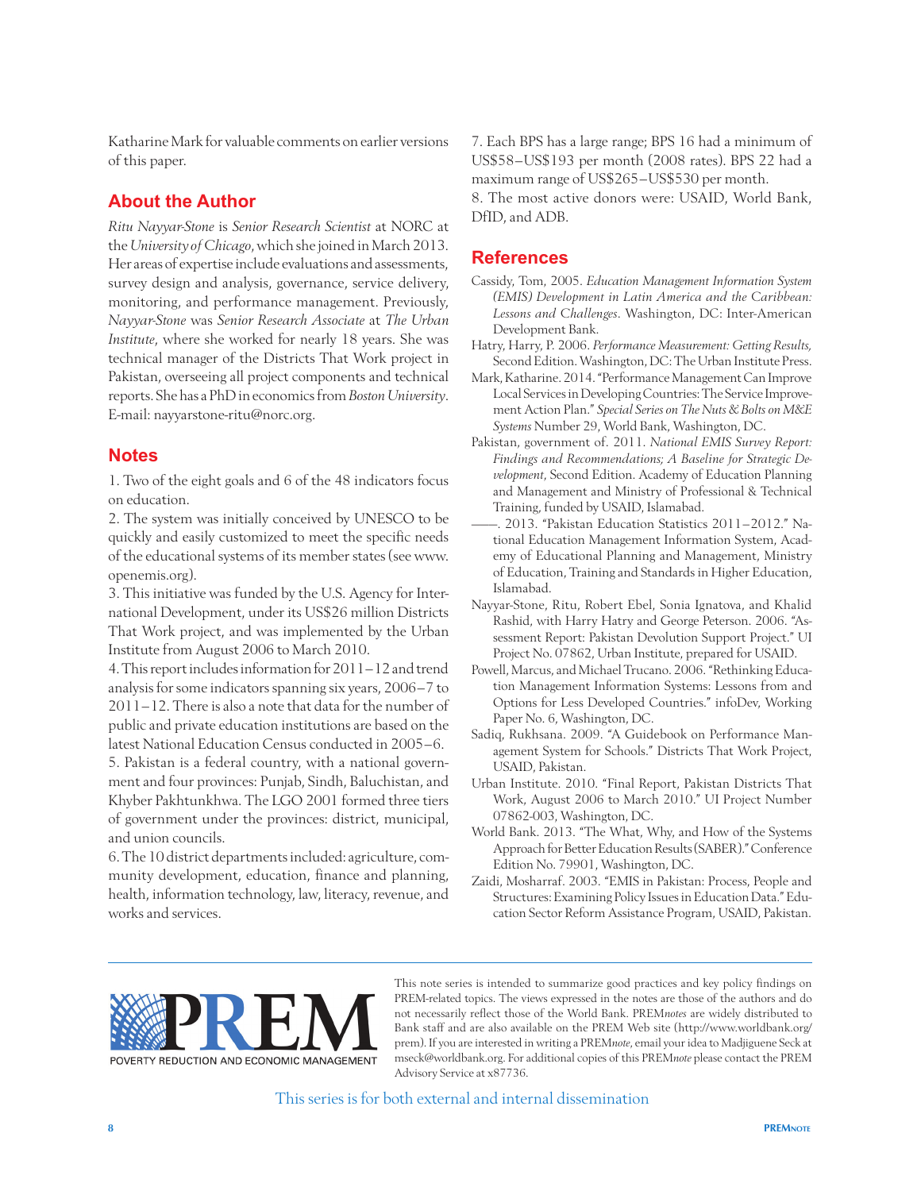Katharine Mark for valuable comments on earlier versions of this paper.

## About the Author

*Ritu Nayyar-Stone* is *Senior Research Scientist* at NORC at the *University of Chicago*, which she joined in March 2013. Her areas of expertise include evaluations and assessments, survey design and analysis, governance, service delivery, monitoring, and performance management. Previously, *Nayyar-Stone* was *Senior Research Associate* at *The Urban Institute*, where she worked for nearly 18 years. She was technical manager of the Districts That Work project in Pakistan, overseeing all project components and technical reports. She has a PhD in economics from *Boston University*. E-mail: nayyarstone-ritu@norc.org.

## Notes

1. Two of the eight goals and 6 of the 48 indicators focus on education.
2. The system was initially conceived by UNESCO to be quickly and easily customized to meet the specific needs of the educational systems of its member states (see www.openemis.org).
3. This initiative was funded by the U.S. Agency for International Development, under its US$26 million Districts That Work project, and was implemented by the Urban Institute from August 2006 to March 2010.
4. This report includes information for 2011–12 and trend analysis for some indicators spanning six years, 2006–7 to 2011–12. There is also a note that data for the number of public and private education institutions are based on the latest National Education Census conducted in 2005–6.
5. Pakistan is a federal country, with a national government and four provinces: Punjab, Sindh, Baluchistan, and Khyber Pakhtunkhwa. The LGO 2001 formed three tiers of government under the provinces: district, municipal, and union councils.
6. The 10 district departments included: agriculture, community development, education, finance and planning, health, information technology, law, literacy, revenue, and works and services.
7. Each BPS has a large range; BPS 16 had a minimum of US$58–US$193 per month (2008 rates). BPS 22 had a maximum range of US$265–US$530 per month.
8. The most active donors were: USAID, World Bank, DfID, and ADB.

## References

Cassidy, Tom, 2005. *Education Management Information System (EMIS) Development in Latin America and the Caribbean: Lessons and Challenges*. Washington, DC: Inter-American Development Bank.

Hatry, Harry, P. 2006. *Performance Measurement: Getting Results*, Second Edition. Washington, DC: The Urban Institute Press.

Mark, Katharine. 2014. "Performance Management Can Improve Local Services in Developing Countries: The Service Improvement Action Plan." *Special Series on The Nuts & Bolts on M&E Systems* Number 29, World Bank, Washington, DC.

Pakistan, government of. 2011. *National EMIS Survey Report: Findings and Recommendations; A Baseline for Strategic Development*, Second Edition. Academy of Education Planning and Management and Ministry of Professional & Technical Training, funded by USAID, Islamabad.

——. 2013. "Pakistan Education Statistics 2011–2012." National Education Management Information System, Academy of Educational Planning and Management, Ministry of Education, Training and Standards in Higher Education, Islamabad.

Nayyar-Stone, Ritu, Robert Ebel, Sonia Ignatova, and Khalid Rashid, with Harry Hatry and George Peterson. 2006. "Assessment Report: Pakistan Devolution Support Project." UI Project No. 07862, Urban Institute, prepared for USAID.

Powell, Marcus, and Michael Trucano. 2006. "Rethinking Education Management Information Systems: Lessons from and Options for Less Developed Countries." infoDev, Working Paper No. 6, Washington, DC.

Sadiq, Rukhsana. 2009. "A Guidebook on Performance Management System for Schools." Districts That Work Project, USAID, Pakistan.

Urban Institute. 2010. "Final Report, Pakistan Districts That Work, August 2006 to March 2010." UI Project Number 07862-003, Washington, DC.

World Bank. 2013. "The What, Why, and How of the Systems Approach for Better Education Results (SABER)." Conference Edition No. 79901, Washington, DC.

Zaidi, Mosharraf. 2003. "EMIS in Pakistan: Process, People and Structures: Examining Policy Issues in Education Data." Education Sector Reform Assistance Program, USAID, Pakistan.

PREM
POVERTY REDUCTION AND ECONOMIC MANAGEMENT

This note series is intended to summarize good practices and key policy findings on PREM-related topics. The views expressed in the notes are those of the authors and do not necessarily reflect those of the World Bank. PREM*notes* are widely distributed to Bank staff and are also available on the PREM Web site (http://www.worldbank.org/prem). If you are interested in writing a PREM*note*, email your idea to Madjiguene Seck at mseck@worldbank.org. For additional copies of this PREM*note* please contact the PREM Advisory Service at x87736.

This series is for both external and internal dissemination